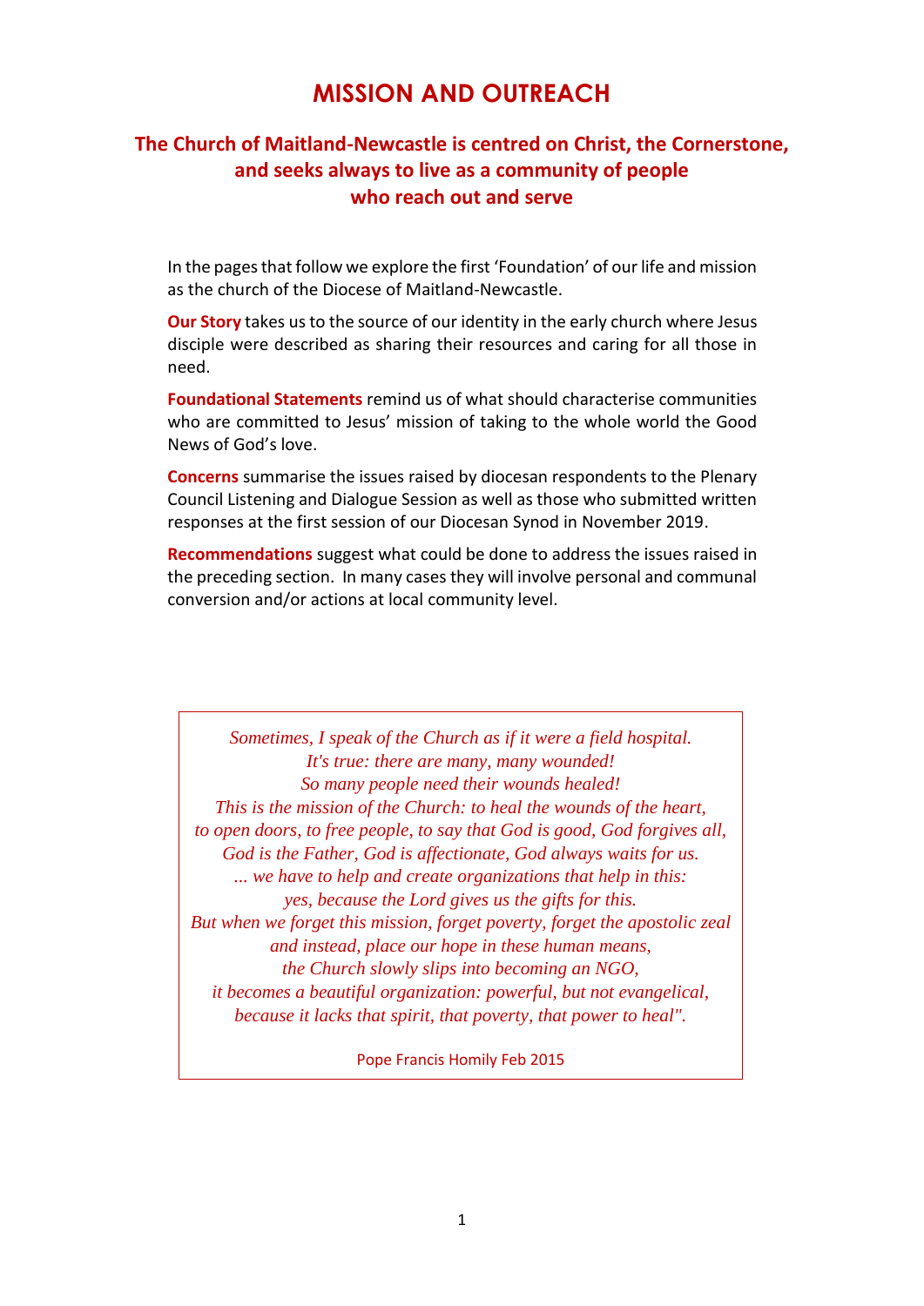# MISSION AND OUTREACH

## The Church of Maitland-Newcastle is centred on Christ, the Cornerstone, and seeks always to live as a community of people who reach out and serve

In the pages that follow we explore the first 'Foundation' of our life and mission as the church of the Diocese of Maitland-Newcastle.

**Our Story** takes us to the source of our identity in the early church where Jesus disciple were described as sharing their resources and caring for all those in need.

**Foundational Statements** remind us of what should characterise communities who are committed to Jesus' mission of taking to the whole world the Good News of God's love.

**Concerns** summarise the issues raised by diocesan respondents to the Plenary Council Listening and Dialogue Session as well as those who submitted written responses at the first session of our Diocesan Synod in November 2019.

**Recommendations** suggest what could be done to address the issues raised in the preceding section. In many cases they will involve personal and communal conversion and/or actions at local community level.

> *Sometimes, I speak of the Church as if it were a field hospital.*
> *It's true: there are many, many wounded!*
> *So many people need their wounds healed!*
> *This is the mission of the Church: to heal the wounds of the heart,*
> *to open doors, to free people, to say that God is good, God forgives all,*
> *God is the Father, God is affectionate, God always waits for us.*
> *... we have to help and create organizations that help in this:*
> *yes, because the Lord gives us the gifts for this.*
> *But when we forget this mission, forget poverty, forget the apostolic zeal*
> *and instead, place our hope in these human means,*
> *the Church slowly slips into becoming an NGO,*
> *it becomes a beautiful organization: powerful, but not evangelical,*
> *because it lacks that spirit, that poverty, that power to heal".*
>
> Pope Francis Homily Feb 2015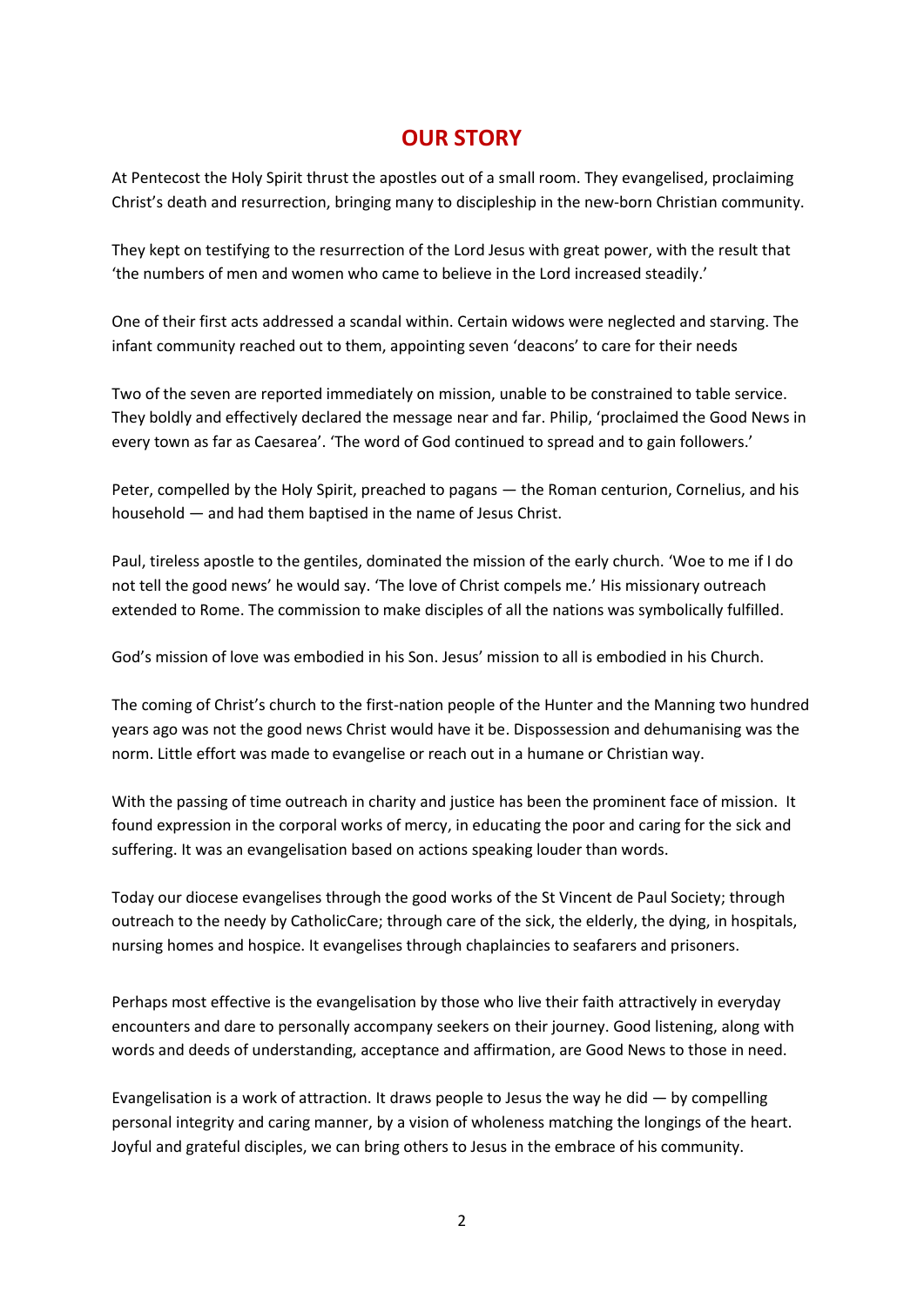# OUR STORY

At Pentecost the Holy Spirit thrust the apostles out of a small room. They evangelised, proclaiming Christ's death and resurrection, bringing many to discipleship in the new-born Christian community.

They kept on testifying to the resurrection of the Lord Jesus with great power, with the result that 'the numbers of men and women who came to believe in the Lord increased steadily.'

One of their first acts addressed a scandal within. Certain widows were neglected and starving. The infant community reached out to them, appointing seven 'deacons' to care for their needs

Two of the seven are reported immediately on mission, unable to be constrained to table service. They boldly and effectively declared the message near and far. Philip, 'proclaimed the Good News in every town as far as Caesarea'. 'The word of God continued to spread and to gain followers.'

Peter, compelled by the Holy Spirit, preached to pagans — the Roman centurion, Cornelius, and his household — and had them baptised in the name of Jesus Christ.

Paul, tireless apostle to the gentiles, dominated the mission of the early church. 'Woe to me if I do not tell the good news' he would say. 'The love of Christ compels me.' His missionary outreach extended to Rome. The commission to make disciples of all the nations was symbolically fulfilled.

God's mission of love was embodied in his Son. Jesus' mission to all is embodied in his Church.

The coming of Christ's church to the first-nation people of the Hunter and the Manning two hundred years ago was not the good news Christ would have it be. Dispossession and dehumanising was the norm. Little effort was made to evangelise or reach out in a humane or Christian way.

With the passing of time outreach in charity and justice has been the prominent face of mission. It found expression in the corporal works of mercy, in educating the poor and caring for the sick and suffering. It was an evangelisation based on actions speaking louder than words.

Today our diocese evangelises through the good works of the St Vincent de Paul Society; through outreach to the needy by CatholicCare; through care of the sick, the elderly, the dying, in hospitals, nursing homes and hospice. It evangelises through chaplaincies to seafarers and prisoners.

Perhaps most effective is the evangelisation by those who live their faith attractively in everyday encounters and dare to personally accompany seekers on their journey. Good listening, along with words and deeds of understanding, acceptance and affirmation, are Good News to those in need.

Evangelisation is a work of attraction. It draws people to Jesus the way he did — by compelling personal integrity and caring manner, by a vision of wholeness matching the longings of the heart. Joyful and grateful disciples, we can bring others to Jesus in the embrace of his community.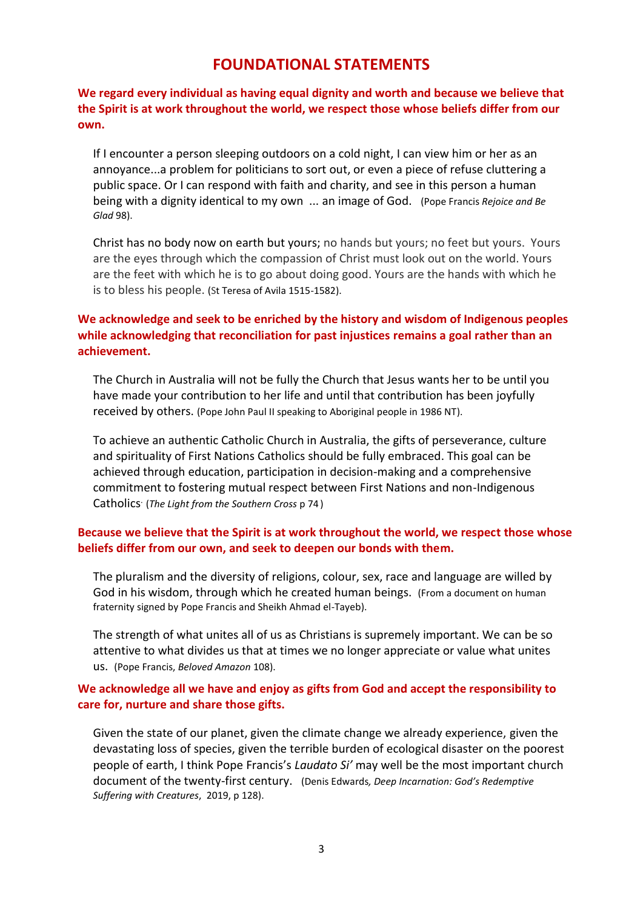# FOUNDATIONAL STATEMENTS

**We regard every individual as having equal dignity and worth and because we believe that the Spirit is at work throughout the world, we respect those whose beliefs differ from our own.**

> If I encounter a person sleeping outdoors on a cold night, I can view him or her as an annoyance...a problem for politicians to sort out, or even a piece of refuse cluttering a public space. Or I can respond with faith and charity, and see in this person a human being with a dignity identical to my own ... an image of God. (Pope Francis *Rejoice and Be Glad* 98).

> Christ has no body now on earth but yours; no hands but yours; no feet but yours. Yours are the eyes through which the compassion of Christ must look out on the world. Yours are the feet with which he is to go about doing good. Yours are the hands with which he is to bless his people. (St Teresa of Avila 1515-1582).

**We acknowledge and seek to be enriched by the history and wisdom of Indigenous peoples while acknowledging that reconciliation for past injustices remains a goal rather than an achievement.**

> The Church in Australia will not be fully the Church that Jesus wants her to be until you have made your contribution to her life and until that contribution has been joyfully received by others. (Pope John Paul II speaking to Aboriginal people in 1986 NT).

> To achieve an authentic Catholic Church in Australia, the gifts of perseverance, culture and spirituality of First Nations Catholics should be fully embraced. This goal can be achieved through education, participation in decision-making and a comprehensive commitment to fostering mutual respect between First Nations and non-Indigenous Catholics. (*The Light from the Southern Cross* p 74 )

**Because we believe that the Spirit is at work throughout the world, we respect those whose beliefs differ from our own, and seek to deepen our bonds with them.**

> The pluralism and the diversity of religions, colour, sex, race and language are willed by God in his wisdom, through which he created human beings. (From a document on human fraternity signed by Pope Francis and Sheikh Ahmad el-Tayeb).

> The strength of what unites all of us as Christians is supremely important. We can be so attentive to what divides us that at times we no longer appreciate or value what unites us. (Pope Francis, *Beloved Amazon* 108).

**We acknowledge all we have and enjoy as gifts from God and accept the responsibility to care for, nurture and share those gifts.**

> Given the state of our planet, given the climate change we already experience, given the devastating loss of species, given the terrible burden of ecological disaster on the poorest people of earth, I think Pope Francis's *Laudato Si'* may well be the most important church document of the twenty-first century. (Denis Edwards*, Deep Incarnation: God's Redemptive Suffering with Creatures*, 2019, p 128).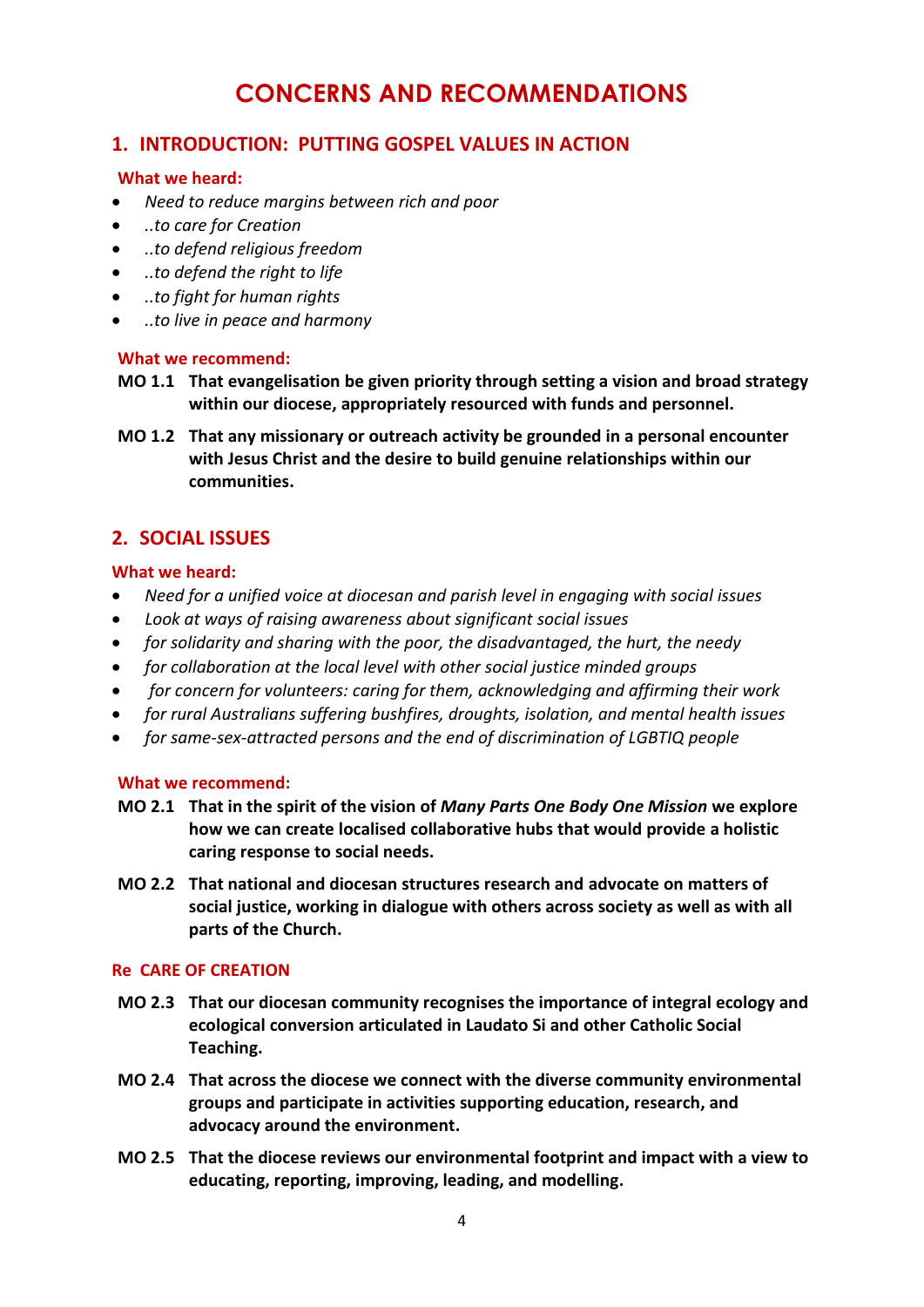# CONCERNS AND RECOMMENDATIONS

## 1. INTRODUCTION: PUTTING GOSPEL VALUES IN ACTION

### What we heard:

- *Need to reduce margins between rich and poor*
- *..to care for Creation*
- *..to defend religious freedom*
- *..to defend the right to life*
- *..to fight for human rights*
- *..to live in peace and harmony*

### What we recommend:

**MO 1.1 That evangelisation be given priority through setting a vision and broad strategy within our diocese, appropriately resourced with funds and personnel.**

**MO 1.2 That any missionary or outreach activity be grounded in a personal encounter with Jesus Christ and the desire to build genuine relationships within our communities.**

## 2. SOCIAL ISSUES

### What we heard:

- *Need for a unified voice at diocesan and parish level in engaging with social issues*
- *Look at ways of raising awareness about significant social issues*
- *for solidarity and sharing with the poor, the disadvantaged, the hurt, the needy*
- *for collaboration at the local level with other social justice minded groups*
- *for concern for volunteers: caring for them, acknowledging and affirming their work*
- *for rural Australians suffering bushfires, droughts, isolation, and mental health issues*
- *for same-sex-attracted persons and the end of discrimination of LGBTIQ people*

### What we recommend:

**MO 2.1 That in the spirit of the vision of *Many Parts One Body One Mission* we explore how we can create localised collaborative hubs that would provide a holistic caring response to social needs.**

**MO 2.2 That national and diocesan structures research and advocate on matters of social justice, working in dialogue with others across society as well as with all parts of the Church.**

### Re CARE OF CREATION

**MO 2.3 That our diocesan community recognises the importance of integral ecology and ecological conversion articulated in Laudato Si and other Catholic Social Teaching.**

**MO 2.4 That across the diocese we connect with the diverse community environmental groups and participate in activities supporting education, research, and advocacy around the environment.**

**MO 2.5 That the diocese reviews our environmental footprint and impact with a view to educating, reporting, improving, leading, and modelling.**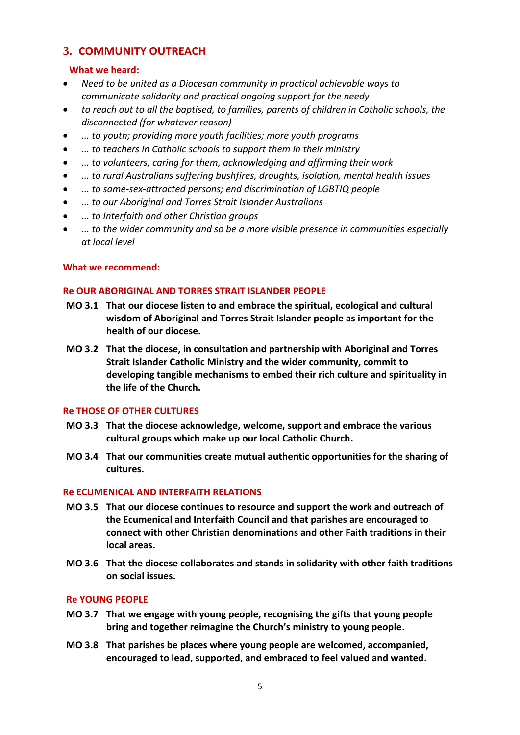## 3. COMMUNITY OUTREACH

### What we heard:

- *Need to be united as a Diocesan community in practical achievable ways to communicate solidarity and practical ongoing support for the needy*
- *to reach out to all the baptised, to families, parents of children in Catholic schools, the disconnected (for whatever reason)*
- *... to youth; providing more youth facilities; more youth programs*
- *... to teachers in Catholic schools to support them in their ministry*
- *... to volunteers, caring for them, acknowledging and affirming their work*
- *... to rural Australians suffering bushfires, droughts, isolation, mental health issues*
- *... to same-sex-attracted persons; end discrimination of LGBTIQ people*
- *... to our Aboriginal and Torres Strait Islander Australians*
- *... to Interfaith and other Christian groups*
- *... to the wider community and so be a more visible presence in communities especially at local level*

### What we recommend:

#### Re OUR ABORIGINAL AND TORRES STRAIT ISLANDER PEOPLE

**MO 3.1** **That our diocese listen to and embrace the spiritual, ecological and cultural wisdom of Aboriginal and Torres Strait Islander people as important for the health of our diocese.**

**MO 3.2** **That the diocese, in consultation and partnership with Aboriginal and Torres Strait Islander Catholic Ministry and the wider community, commit to developing tangible mechanisms to embed their rich culture and spirituality in the life of the Church.**

#### Re THOSE OF OTHER CULTURES

**MO 3.3** **That the diocese acknowledge, welcome, support and embrace the various cultural groups which make up our local Catholic Church.**

**MO 3.4** **That our communities create mutual authentic opportunities for the sharing of cultures.**

#### Re ECUMENICAL AND INTERFAITH RELATIONS

**MO 3.5** **That our diocese continues to resource and support the work and outreach of the Ecumenical and Interfaith Council and that parishes are encouraged to connect with other Christian denominations and other Faith traditions in their local areas.**

**MO 3.6** **That the diocese collaborates and stands in solidarity with other faith traditions on social issues.**

#### Re YOUNG PEOPLE

**MO 3.7** **That we engage with young people, recognising the gifts that young people bring and together reimagine the Church's ministry to young people.**

**MO 3.8** **That parishes be places where young people are welcomed, accompanied, encouraged to lead, supported, and embraced to feel valued and wanted.**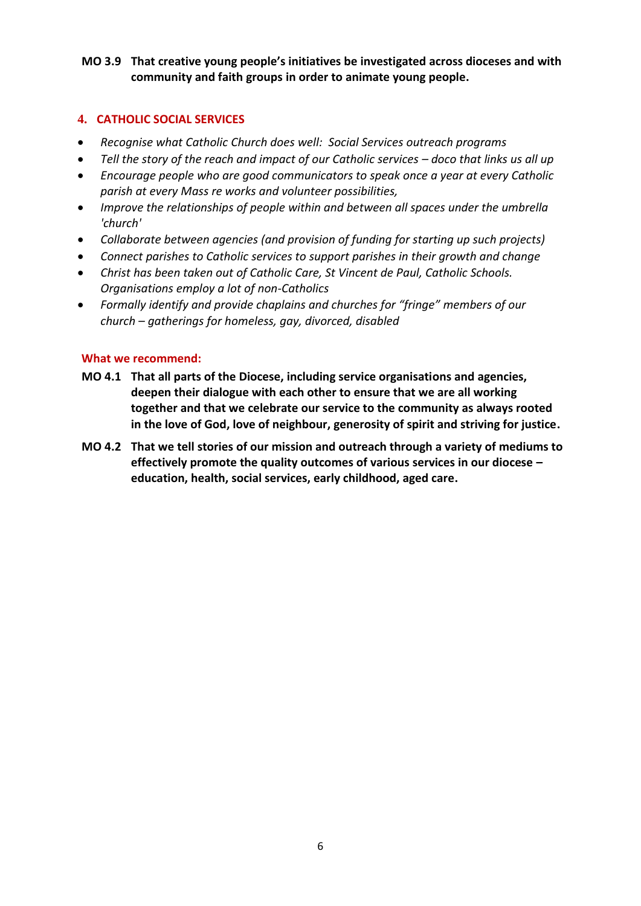**MO 3.9 That creative young people's initiatives be investigated across dioceses and with community and faith groups in order to animate young people.**

## 4. CATHOLIC SOCIAL SERVICES

- *Recognise what Catholic Church does well: Social Services outreach programs*
- *Tell the story of the reach and impact of our Catholic services – doco that links us all up*
- *Encourage people who are good communicators to speak once a year at every Catholic parish at every Mass re works and volunteer possibilities,*
- *Improve the relationships of people within and between all spaces under the umbrella 'church'*
- *Collaborate between agencies (and provision of funding for starting up such projects)*
- *Connect parishes to Catholic services to support parishes in their growth and change*
- *Christ has been taken out of Catholic Care, St Vincent de Paul, Catholic Schools. Organisations employ a lot of non-Catholics*
- *Formally identify and provide chaplains and churches for "fringe" members of our church – gatherings for homeless, gay, divorced, disabled*

### What we recommend:

**MO 4.1 That all parts of the Diocese, including service organisations and agencies, deepen their dialogue with each other to ensure that we are all working together and that we celebrate our service to the community as always rooted in the love of God, love of neighbour, generosity of spirit and striving for justice.**

**MO 4.2 That we tell stories of our mission and outreach through a variety of mediums to effectively promote the quality outcomes of various services in our diocese – education, health, social services, early childhood, aged care.**